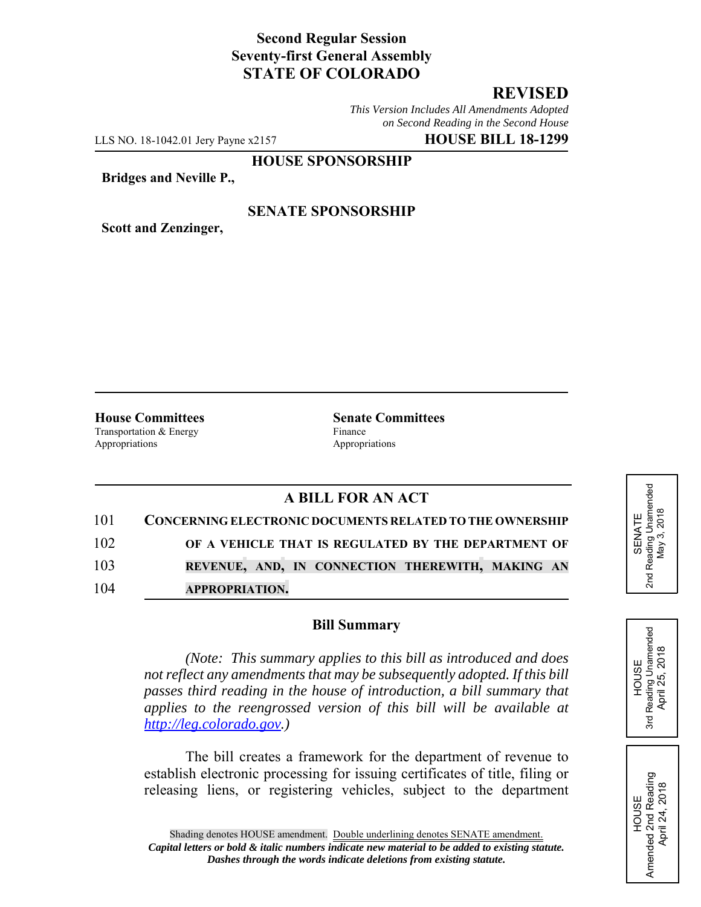**Second Regular Session**
**Seventy-first General Assembly**
**STATE OF COLORADO**

**REVISED**

*This Version Includes All Amendments Adopted on Second Reading in the Second House*

LLS NO. 18-1042.01 Jery Payne x2157 **HOUSE BILL 18-1299**

**HOUSE SPONSORSHIP**

**Bridges and Neville P.,**

**SENATE SPONSORSHIP**

**Scott and Zenzinger,**

**House Committees**
Transportation & Energy
Appropriations

**Senate Committees**
Finance
Appropriations

SENATE
2nd Reading Unamended
May 3, 2018

HOUSE
3rd Reading Unamended
April 25, 2018

HOUSE
Amended 2nd Reading
April 24, 2018

## A BILL FOR AN ACT

101 **CONCERNING ELECTRONIC DOCUMENTS RELATED TO THE OWNERSHIP**
102 **OF A VEHICLE THAT IS REGULATED BY THE DEPARTMENT OF**
103 **REVENUE, AND, IN CONNECTION THEREWITH, MAKING AN**
104 **APPROPRIATION.**

### Bill Summary

*(Note: This summary applies to this bill as introduced and does not reflect any amendments that may be subsequently adopted. If this bill passes third reading in the house of introduction, a bill summary that applies to the reengrossed version of this bill will be available at http://leg.colorado.gov.)*

The bill creates a framework for the department of revenue to establish electronic processing for issuing certificates of title, filing or releasing liens, or registering vehicles, subject to the department

Shading denotes HOUSE amendment. Double underlining denotes SENATE amendment.
*Capital letters or bold & italic numbers indicate new material to be added to existing statute.*
*Dashes through the words indicate deletions from existing statute.*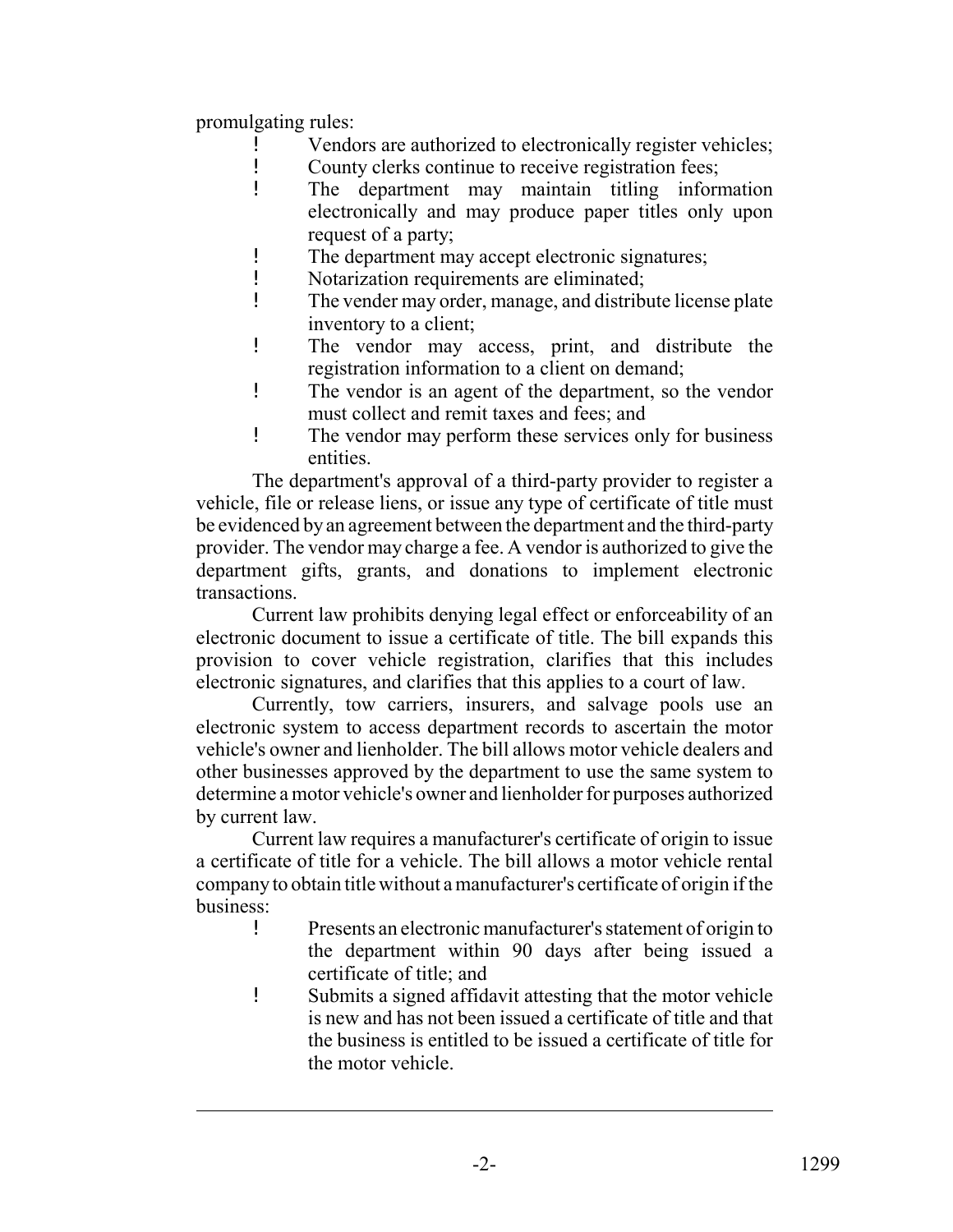promulgating rules:

- Vendors are authorized to electronically register vehicles;
- County clerks continue to receive registration fees;
- The department may maintain titling information electronically and may produce paper titles only upon request of a party;
- The department may accept electronic signatures;
- Notarization requirements are eliminated;
- The vender may order, manage, and distribute license plate inventory to a client;
- The vendor may access, print, and distribute the registration information to a client on demand;
- The vendor is an agent of the department, so the vendor must collect and remit taxes and fees; and
- The vendor may perform these services only for business entities.

The department's approval of a third-party provider to register a vehicle, file or release liens, or issue any type of certificate of title must be evidenced by an agreement between the department and the third-party provider. The vendor may charge a fee. A vendor is authorized to give the department gifts, grants, and donations to implement electronic transactions.

Current law prohibits denying legal effect or enforceability of an electronic document to issue a certificate of title. The bill expands this provision to cover vehicle registration, clarifies that this includes electronic signatures, and clarifies that this applies to a court of law.

Currently, tow carriers, insurers, and salvage pools use an electronic system to access department records to ascertain the motor vehicle's owner and lienholder. The bill allows motor vehicle dealers and other businesses approved by the department to use the same system to determine a motor vehicle's owner and lienholder for purposes authorized by current law.

Current law requires a manufacturer's certificate of origin to issue a certificate of title for a vehicle. The bill allows a motor vehicle rental company to obtain title without a manufacturer's certificate of origin if the business:

- Presents an electronic manufacturer's statement of origin to the department within 90 days after being issued a certificate of title; and
- Submits a signed affidavit attesting that the motor vehicle is new and has not been issued a certificate of title and that the business is entitled to be issued a certificate of title for the motor vehicle.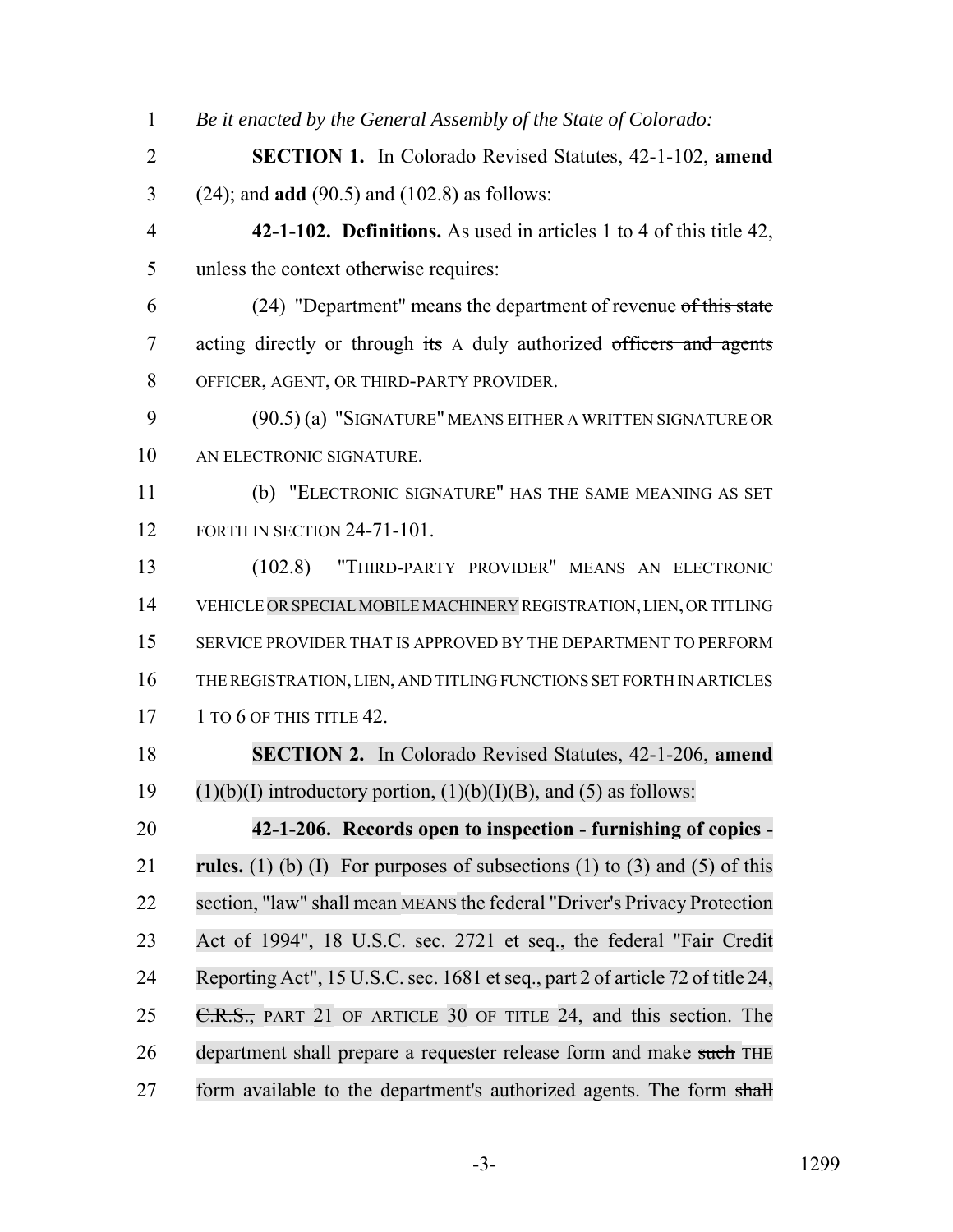*Be it enacted by the General Assembly of the State of Colorado:*

**SECTION 1.** In Colorado Revised Statutes, 42-1-102, **amend** (24); and **add** (90.5) and (102.8) as follows:

**42-1-102. Definitions.** As used in articles 1 to 4 of this title 42, unless the context otherwise requires:

(24) "Department" means the department of revenue ~~of this state~~ acting directly or through ~~its~~ A duly authorized ~~officers and agents~~ OFFICER, AGENT, OR THIRD-PARTY PROVIDER.

(90.5) (a) "SIGNATURE" MEANS EITHER A WRITTEN SIGNATURE OR AN ELECTRONIC SIGNATURE.

(b) "ELECTRONIC SIGNATURE" HAS THE SAME MEANING AS SET FORTH IN SECTION 24-71-101.

(102.8) "THIRD-PARTY PROVIDER" MEANS AN ELECTRONIC VEHICLE OR SPECIAL MOBILE MACHINERY REGISTRATION, LIEN, OR TITLING SERVICE PROVIDER THAT IS APPROVED BY THE DEPARTMENT TO PERFORM THE REGISTRATION, LIEN, AND TITLING FUNCTIONS SET FORTH IN ARTICLES 1 TO 6 OF THIS TITLE 42.

**SECTION 2.** In Colorado Revised Statutes, 42-1-206, **amend** (1)(b)(I) introductory portion, (1)(b)(I)(B), and (5) as follows:

**42-1-206. Records open to inspection - furnishing of copies - rules.** (1) (b) (I) For purposes of subsections (1) to (3) and (5) of this section, "law" ~~shall mean~~ MEANS the federal "Driver's Privacy Protection Act of 1994", 18 U.S.C. sec. 2721 et seq., the federal "Fair Credit Reporting Act", 15 U.S.C. sec. 1681 et seq., part 2 of article 72 of title 24, ~~C.R.S.,~~ PART 21 OF ARTICLE 30 OF TITLE 24, and this section. The department shall prepare a requester release form and make ~~such~~ THE form available to the department's authorized agents. The form ~~shall~~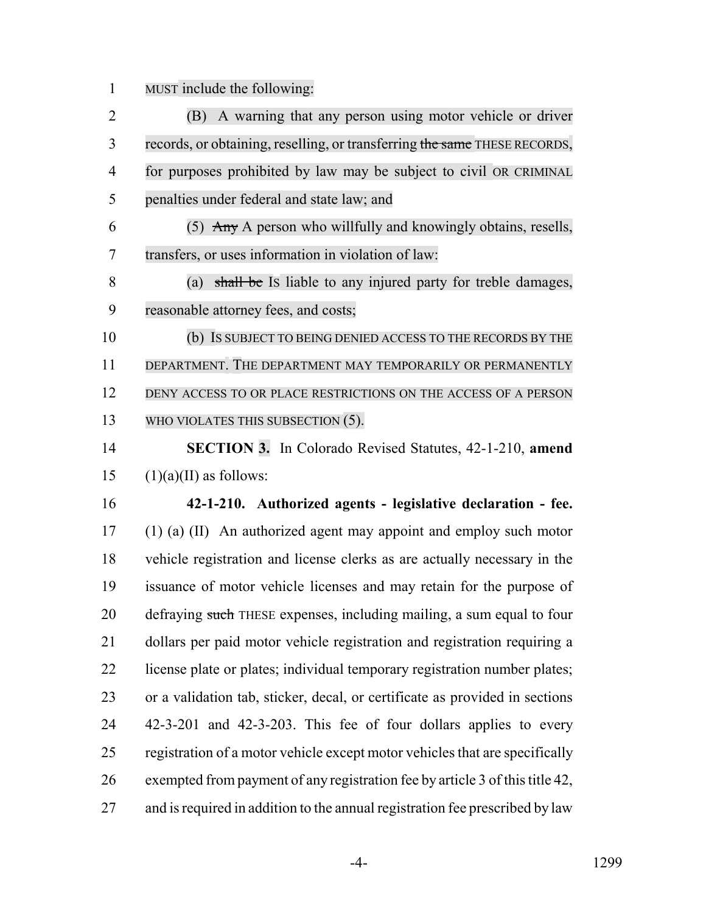MUST include the following:

(B) A warning that any person using motor vehicle or driver records, or obtaining, reselling, or transferring ~~the same~~ THESE RECORDS, for purposes prohibited by law may be subject to civil OR CRIMINAL penalties under federal and state law; and

(5) ~~Any~~ A person who willfully and knowingly obtains, resells, transfers, or uses information in violation of law:

(a) ~~shall be~~ IS liable to any injured party for treble damages, reasonable attorney fees, and costs;

(b) IS SUBJECT TO BEING DENIED ACCESS TO THE RECORDS BY THE DEPARTMENT. THE DEPARTMENT MAY TEMPORARILY OR PERMANENTLY DENY ACCESS TO OR PLACE RESTRICTIONS ON THE ACCESS OF A PERSON WHO VIOLATES THIS SUBSECTION (5).

**SECTION 3.** In Colorado Revised Statutes, 42-1-210, **amend** (1)(a)(II) as follows:

**42-1-210. Authorized agents - legislative declaration - fee.** (1) (a) (II) An authorized agent may appoint and employ such motor vehicle registration and license clerks as are actually necessary in the issuance of motor vehicle licenses and may retain for the purpose of defraying ~~such~~ THESE expenses, including mailing, a sum equal to four dollars per paid motor vehicle registration and registration requiring a license plate or plates; individual temporary registration number plates; or a validation tab, sticker, decal, or certificate as provided in sections 42-3-201 and 42-3-203. This fee of four dollars applies to every registration of a motor vehicle except motor vehicles that are specifically exempted from payment of any registration fee by article 3 of this title 42, and is required in addition to the annual registration fee prescribed by law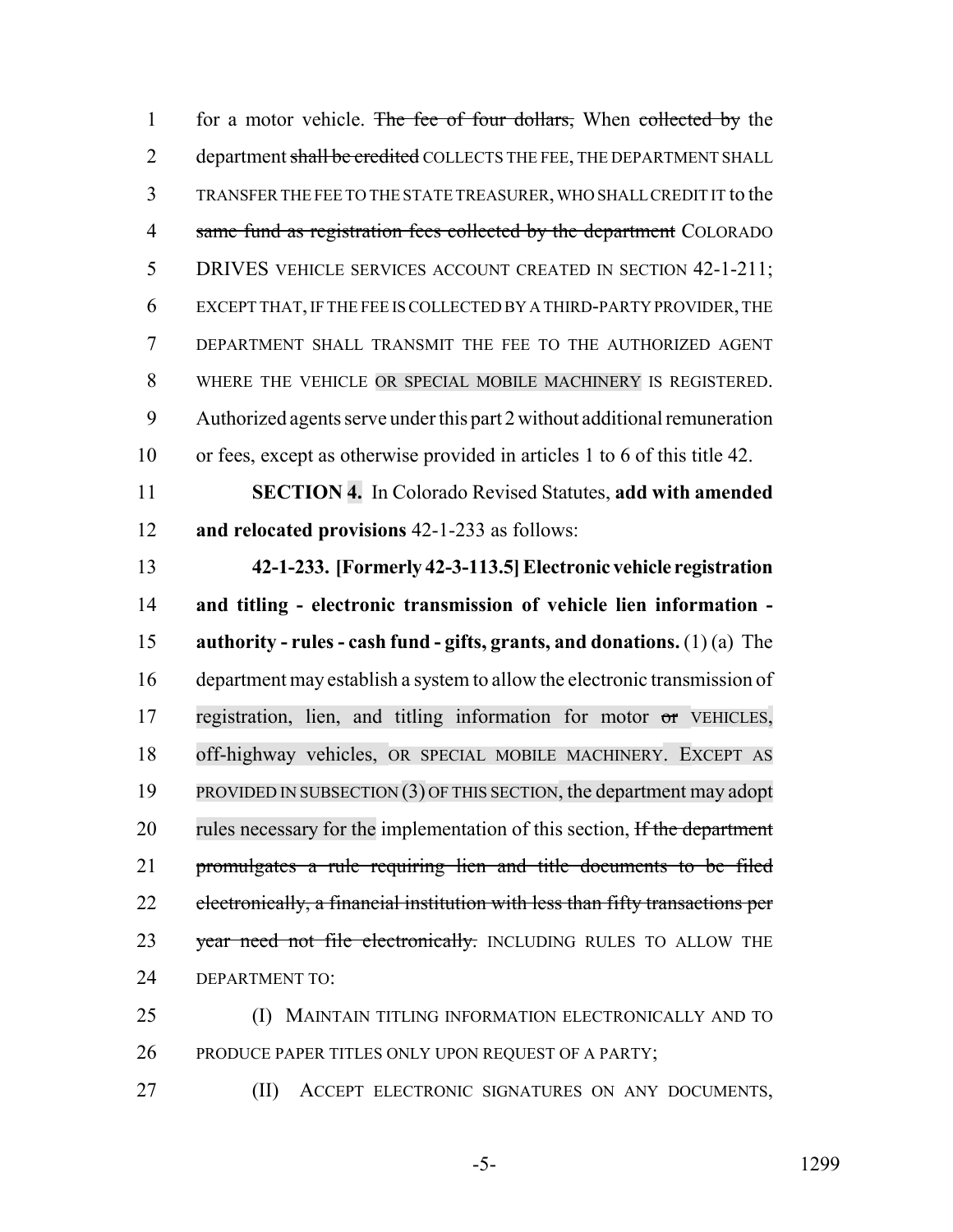for a motor vehicle. ~~The fee of four dollars,~~ When ~~collected by~~ the department ~~shall be credited~~ COLLECTS THE FEE, THE DEPARTMENT SHALL TRANSFER THE FEE TO THE STATE TREASURER, WHO SHALL CREDIT IT to the ~~same fund as registration fees collected by the department~~ COLORADO DRIVES VEHICLE SERVICES ACCOUNT CREATED IN SECTION 42-1-211; EXCEPT THAT, IF THE FEE IS COLLECTED BY A THIRD-PARTY PROVIDER, THE DEPARTMENT SHALL TRANSMIT THE FEE TO THE AUTHORIZED AGENT WHERE THE VEHICLE OR SPECIAL MOBILE MACHINERY IS REGISTERED. Authorized agents serve under this part 2 without additional remuneration or fees, except as otherwise provided in articles 1 to 6 of this title 42.

**SECTION 4.** In Colorado Revised Statutes, **add with amended and relocated provisions** 42-1-233 as follows:

**42-1-233. [Formerly 42-3-113.5] Electronic vehicle registration and titling - electronic transmission of vehicle lien information - authority - rules - cash fund - gifts, grants, and donations.** (1) (a) The department may establish a system to allow the electronic transmission of registration, lien, and titling information for motor ~~or~~ VEHICLES, off-highway vehicles, OR SPECIAL MOBILE MACHINERY. EXCEPT AS PROVIDED IN SUBSECTION (3) OF THIS SECTION, the department may adopt rules necessary for the implementation of this section, ~~If the department promulgates a rule requiring lien and title documents to be filed electronically, a financial institution with less than fifty transactions per year need not file electronically.~~ INCLUDING RULES TO ALLOW THE DEPARTMENT TO:

(I) MAINTAIN TITLING INFORMATION ELECTRONICALLY AND TO PRODUCE PAPER TITLES ONLY UPON REQUEST OF A PARTY;

(II) ACCEPT ELECTRONIC SIGNATURES ON ANY DOCUMENTS,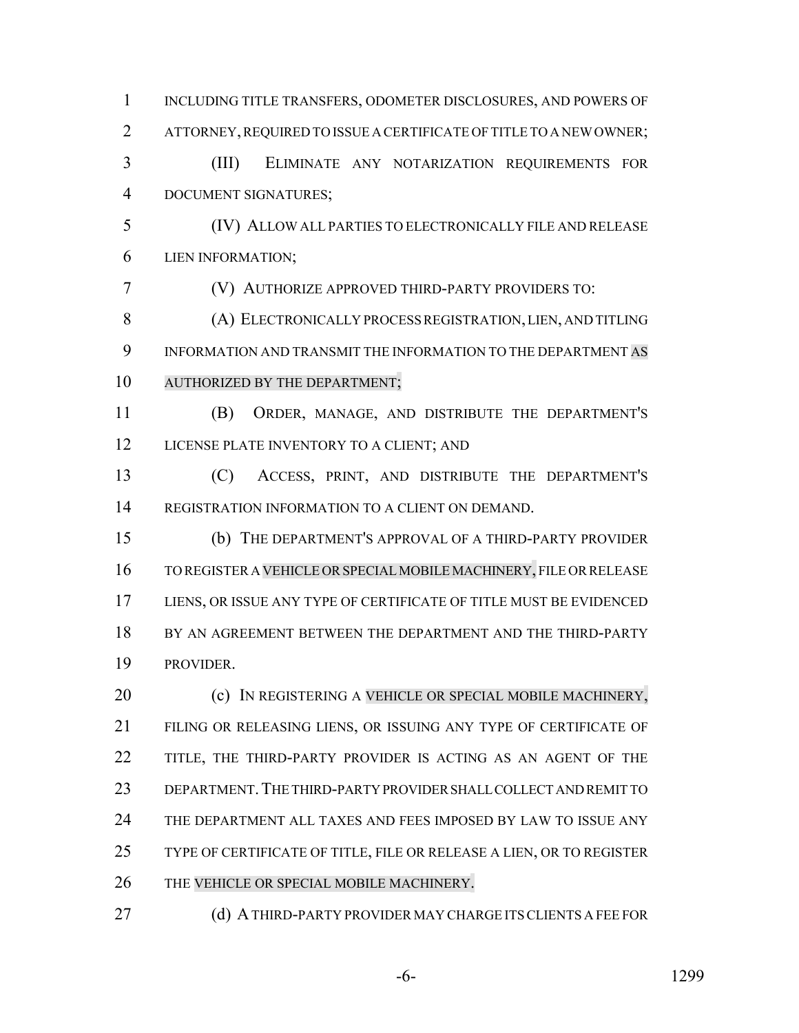INCLUDING TITLE TRANSFERS, ODOMETER DISCLOSURES, AND POWERS OF ATTORNEY, REQUIRED TO ISSUE A CERTIFICATE OF TITLE TO A NEW OWNER;

(III) ELIMINATE ANY NOTARIZATION REQUIREMENTS FOR DOCUMENT SIGNATURES;

(IV) ALLOW ALL PARTIES TO ELECTRONICALLY FILE AND RELEASE LIEN INFORMATION;

(V) AUTHORIZE APPROVED THIRD-PARTY PROVIDERS TO:

(A) ELECTRONICALLY PROCESS REGISTRATION, LIEN, AND TITLING INFORMATION AND TRANSMIT THE INFORMATION TO THE DEPARTMENT AS AUTHORIZED BY THE DEPARTMENT;

(B) ORDER, MANAGE, AND DISTRIBUTE THE DEPARTMENT'S LICENSE PLATE INVENTORY TO A CLIENT; AND

(C) ACCESS, PRINT, AND DISTRIBUTE THE DEPARTMENT'S REGISTRATION INFORMATION TO A CLIENT ON DEMAND.

(b) THE DEPARTMENT'S APPROVAL OF A THIRD-PARTY PROVIDER TO REGISTER A VEHICLE OR SPECIAL MOBILE MACHINERY, FILE OR RELEASE LIENS, OR ISSUE ANY TYPE OF CERTIFICATE OF TITLE MUST BE EVIDENCED BY AN AGREEMENT BETWEEN THE DEPARTMENT AND THE THIRD-PARTY PROVIDER.

(c) IN REGISTERING A VEHICLE OR SPECIAL MOBILE MACHINERY, FILING OR RELEASING LIENS, OR ISSUING ANY TYPE OF CERTIFICATE OF TITLE, THE THIRD-PARTY PROVIDER IS ACTING AS AN AGENT OF THE DEPARTMENT. THE THIRD-PARTY PROVIDER SHALL COLLECT AND REMIT TO THE DEPARTMENT ALL TAXES AND FEES IMPOSED BY LAW TO ISSUE ANY TYPE OF CERTIFICATE OF TITLE, FILE OR RELEASE A LIEN, OR TO REGISTER THE VEHICLE OR SPECIAL MOBILE MACHINERY.

(d) A THIRD-PARTY PROVIDER MAY CHARGE ITS CLIENTS A FEE FOR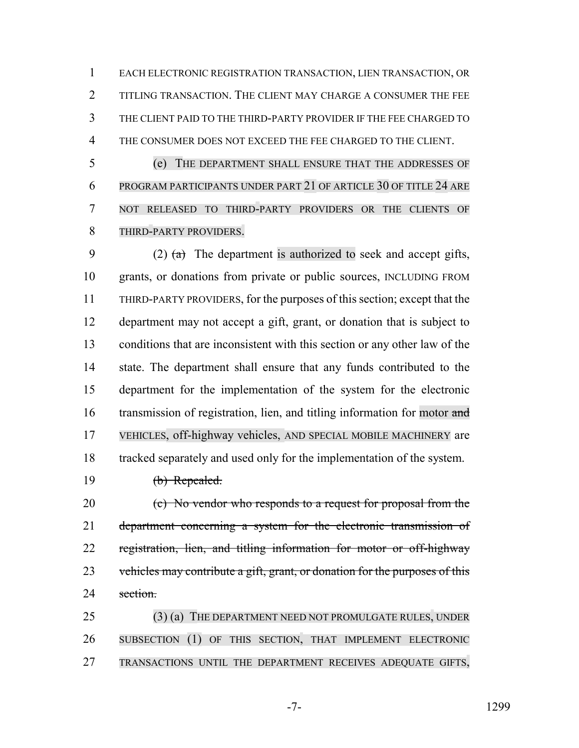EACH ELECTRONIC REGISTRATION TRANSACTION, LIEN TRANSACTION, OR TITLING TRANSACTION. THE CLIENT MAY CHARGE A CONSUMER THE FEE THE CLIENT PAID TO THE THIRD-PARTY PROVIDER IF THE FEE CHARGED TO THE CONSUMER DOES NOT EXCEED THE FEE CHARGED TO THE CLIENT.

(e) THE DEPARTMENT SHALL ENSURE THAT THE ADDRESSES OF PROGRAM PARTICIPANTS UNDER PART 21 OF ARTICLE 30 OF TITLE 24 ARE NOT RELEASED TO THIRD-PARTY PROVIDERS OR THE CLIENTS OF THIRD-PARTY PROVIDERS.

(2) ~~(a)~~ The department is authorized to seek and accept gifts, grants, or donations from private or public sources, INCLUDING FROM THIRD-PARTY PROVIDERS, for the purposes of this section; except that the department may not accept a gift, grant, or donation that is subject to conditions that are inconsistent with this section or any other law of the state. The department shall ensure that any funds contributed to the department for the implementation of the system for the electronic transmission of registration, lien, and titling information for motor ~~and~~ VEHICLES, off-highway vehicles, AND SPECIAL MOBILE MACHINERY are tracked separately and used only for the implementation of the system.

~~(b) Repealed.~~

~~(c) No vendor who responds to a request for proposal from the department concerning a system for the electronic transmission of registration, lien, and titling information for motor or off-highway vehicles may contribute a gift, grant, or donation for the purposes of this section.~~

(3) (a) THE DEPARTMENT NEED NOT PROMULGATE RULES, UNDER SUBSECTION (1) OF THIS SECTION, THAT IMPLEMENT ELECTRONIC TRANSACTIONS UNTIL THE DEPARTMENT RECEIVES ADEQUATE GIFTS,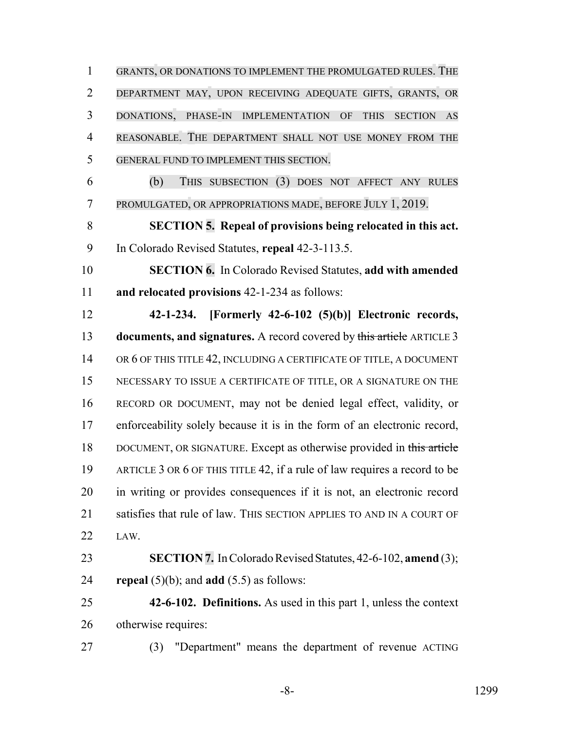GRANTS, OR DONATIONS TO IMPLEMENT THE PROMULGATED RULES. THE DEPARTMENT MAY, UPON RECEIVING ADEQUATE GIFTS, GRANTS, OR DONATIONS, PHASE-IN IMPLEMENTATION OF THIS SECTION AS REASONABLE. THE DEPARTMENT SHALL NOT USE MONEY FROM THE GENERAL FUND TO IMPLEMENT THIS SECTION.

(b) THIS SUBSECTION (3) DOES NOT AFFECT ANY RULES PROMULGATED, OR APPROPRIATIONS MADE, BEFORE JULY 1, 2019.

**SECTION 5. Repeal of provisions being relocated in this act.** In Colorado Revised Statutes, **repeal** 42-3-113.5.

**SECTION 6.** In Colorado Revised Statutes, **add with amended and relocated provisions** 42-1-234 as follows:

**42-1-234. [Formerly 42-6-102 (5)(b)] Electronic records, documents, and signatures.** A record covered by ~~this article~~ ARTICLE 3 OR 6 OF THIS TITLE 42, INCLUDING A CERTIFICATE OF TITLE, A DOCUMENT NECESSARY TO ISSUE A CERTIFICATE OF TITLE, OR A SIGNATURE ON THE RECORD OR DOCUMENT, may not be denied legal effect, validity, or enforceability solely because it is in the form of an electronic record, DOCUMENT, OR SIGNATURE. Except as otherwise provided in ~~this article~~ ARTICLE 3 OR 6 OF THIS TITLE 42, if a rule of law requires a record to be in writing or provides consequences if it is not, an electronic record satisfies that rule of law. THIS SECTION APPLIES TO AND IN A COURT OF LAW.

**SECTION 7.** In Colorado Revised Statutes, 42-6-102, **amend** (3); **repeal** (5)(b); and **add** (5.5) as follows:

**42-6-102. Definitions.** As used in this part 1, unless the context otherwise requires:

(3) "Department" means the department of revenue ACTING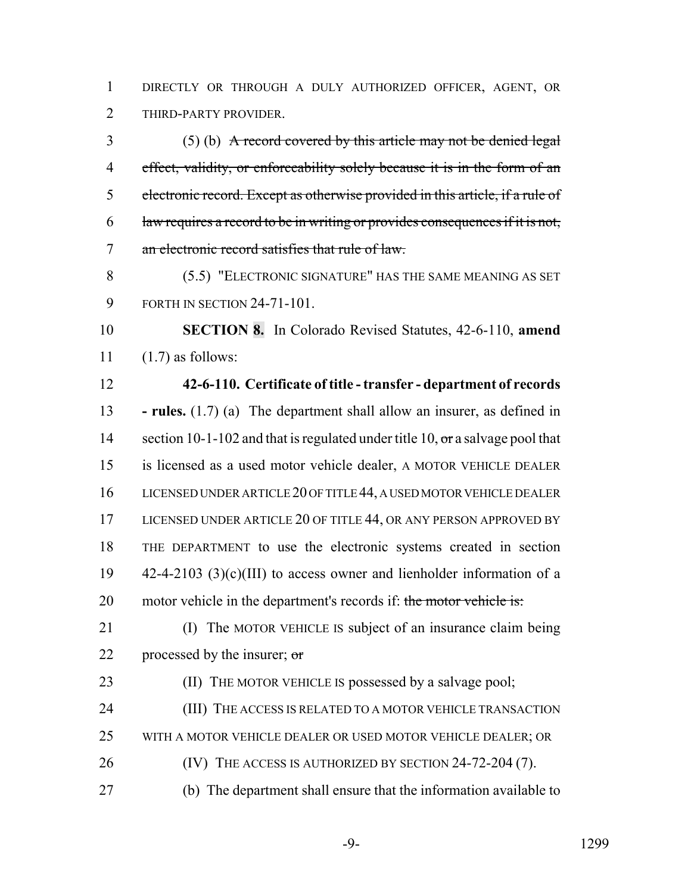DIRECTLY OR THROUGH A DULY AUTHORIZED OFFICER, AGENT, OR THIRD-PARTY PROVIDER.

(5) (b) ~~A record covered by this article may not be denied legal effect, validity, or enforceability solely because it is in the form of an electronic record. Except as otherwise provided in this article, if a rule of law requires a record to be in writing or provides consequences if it is not, an electronic record satisfies that rule of law.~~

(5.5) "ELECTRONIC SIGNATURE" HAS THE SAME MEANING AS SET FORTH IN SECTION 24-71-101.

**SECTION 8.** In Colorado Revised Statutes, 42-6-110, **amend** (1.7) as follows:

**42-6-110. Certificate of title - transfer - department of records - rules.** (1.7) (a) The department shall allow an insurer, as defined in section 10-1-102 and that is regulated under title 10, ~~or~~ a salvage pool that is licensed as a used motor vehicle dealer, A MOTOR VEHICLE DEALER LICENSED UNDER ARTICLE 20 OF TITLE 44, A USED MOTOR VEHICLE DEALER LICENSED UNDER ARTICLE 20 OF TITLE 44, OR ANY PERSON APPROVED BY THE DEPARTMENT to use the electronic systems created in section 42-4-2103 (3)(c)(III) to access owner and lienholder information of a motor vehicle in the department's records if: ~~the motor vehicle is:~~

(I) The MOTOR VEHICLE IS subject of an insurance claim being processed by the insurer; ~~or~~

(II) THE MOTOR VEHICLE IS possessed by a salvage pool;

(III) THE ACCESS IS RELATED TO A MOTOR VEHICLE TRANSACTION WITH A MOTOR VEHICLE DEALER OR USED MOTOR VEHICLE DEALER; OR

(IV) THE ACCESS IS AUTHORIZED BY SECTION 24-72-204 (7).

(b) The department shall ensure that the information available to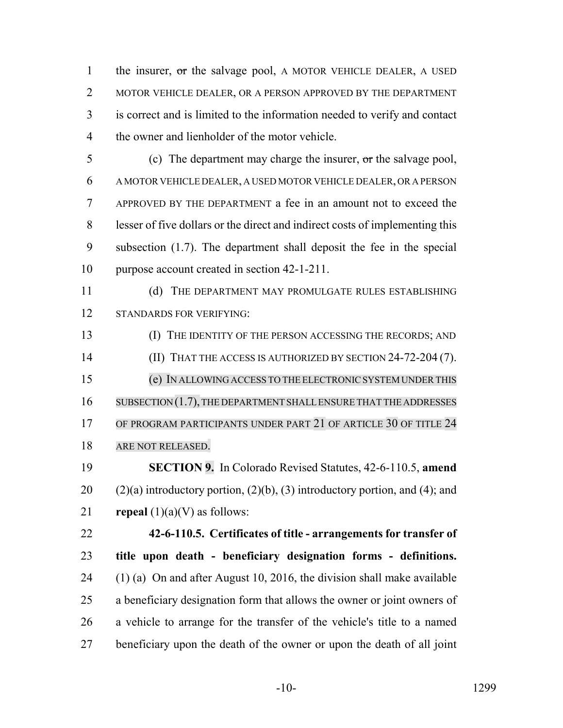the insurer, ~~or~~ the salvage pool, A MOTOR VEHICLE DEALER, A USED MOTOR VEHICLE DEALER, OR A PERSON APPROVED BY THE DEPARTMENT is correct and is limited to the information needed to verify and contact the owner and lienholder of the motor vehicle.

(c) The department may charge the insurer, ~~or~~ the salvage pool, A MOTOR VEHICLE DEALER, A USED MOTOR VEHICLE DEALER, OR A PERSON APPROVED BY THE DEPARTMENT a fee in an amount not to exceed the lesser of five dollars or the direct and indirect costs of implementing this subsection (1.7). The department shall deposit the fee in the special purpose account created in section 42-1-211.

(d) THE DEPARTMENT MAY PROMULGATE RULES ESTABLISHING STANDARDS FOR VERIFYING:

(I) THE IDENTITY OF THE PERSON ACCESSING THE RECORDS; AND

(II) THAT THE ACCESS IS AUTHORIZED BY SECTION 24-72-204 (7).

(e) IN ALLOWING ACCESS TO THE ELECTRONIC SYSTEM UNDER THIS SUBSECTION (1.7), THE DEPARTMENT SHALL ENSURE THAT THE ADDRESSES OF PROGRAM PARTICIPANTS UNDER PART 21 OF ARTICLE 30 OF TITLE 24 ARE NOT RELEASED.

**SECTION 9.** In Colorado Revised Statutes, 42-6-110.5, **amend** (2)(a) introductory portion, (2)(b), (3) introductory portion, and (4); and **repeal** (1)(a)(V) as follows:

**42-6-110.5. Certificates of title - arrangements for transfer of title upon death - beneficiary designation forms - definitions.** (1) (a) On and after August 10, 2016, the division shall make available a beneficiary designation form that allows the owner or joint owners of a vehicle to arrange for the transfer of the vehicle's title to a named beneficiary upon the death of the owner or upon the death of all joint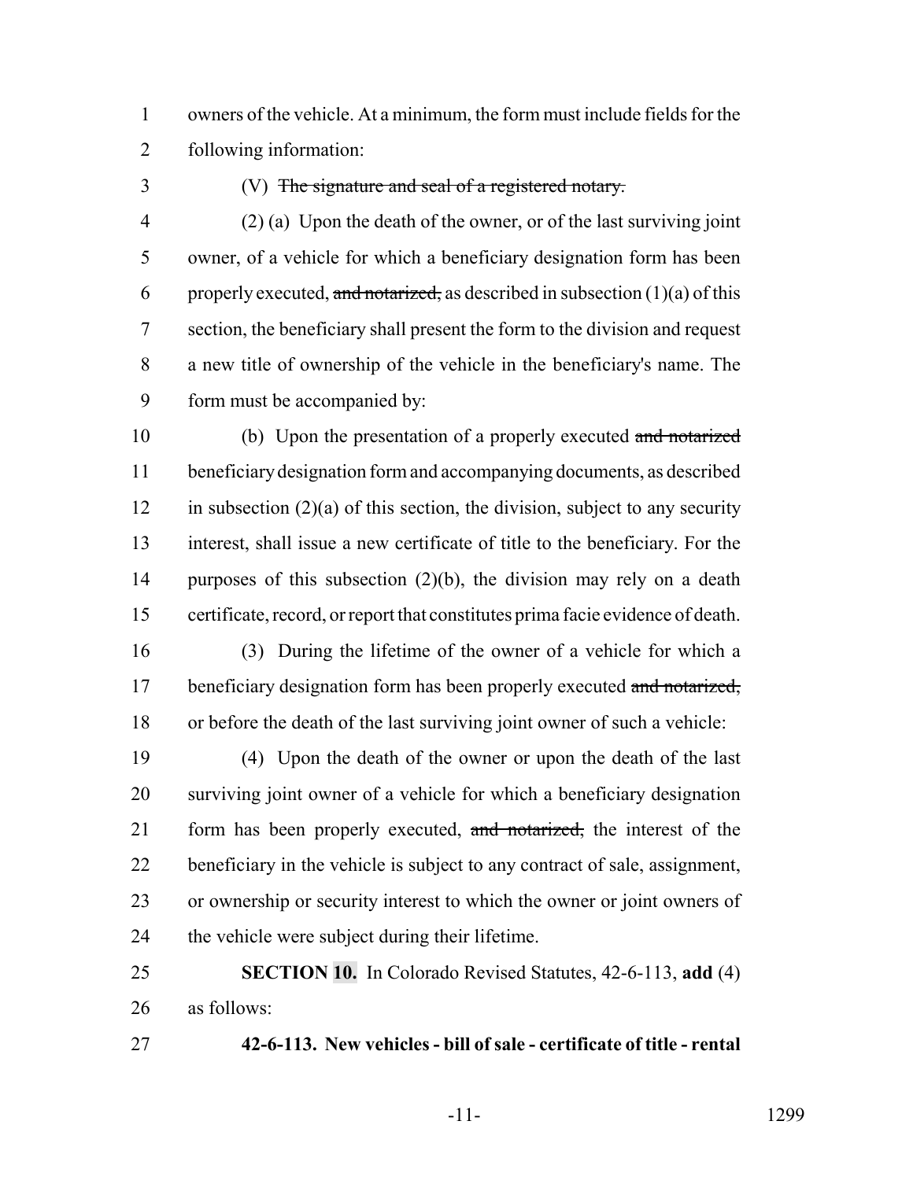owners of the vehicle. At a minimum, the form must include fields for the following information:

(V) ~~The signature and seal of a registered notary.~~

(2) (a) Upon the death of the owner, or of the last surviving joint owner, of a vehicle for which a beneficiary designation form has been properly executed, ~~and notarized,~~ as described in subsection (1)(a) of this section, the beneficiary shall present the form to the division and request a new title of ownership of the vehicle in the beneficiary's name. The form must be accompanied by:

(b) Upon the presentation of a properly executed ~~and notarized~~ beneficiary designation form and accompanying documents, as described in subsection (2)(a) of this section, the division, subject to any security interest, shall issue a new certificate of title to the beneficiary. For the purposes of this subsection (2)(b), the division may rely on a death certificate, record, or report that constitutes prima facie evidence of death.

(3) During the lifetime of the owner of a vehicle for which a beneficiary designation form has been properly executed ~~and notarized,~~ or before the death of the last surviving joint owner of such a vehicle:

(4) Upon the death of the owner or upon the death of the last surviving joint owner of a vehicle for which a beneficiary designation form has been properly executed, ~~and notarized,~~ the interest of the beneficiary in the vehicle is subject to any contract of sale, assignment, or ownership or security interest to which the owner or joint owners of the vehicle were subject during their lifetime.

**SECTION 10.** In Colorado Revised Statutes, 42-6-113, **add** (4) as follows:

**42-6-113. New vehicles - bill of sale - certificate of title - rental**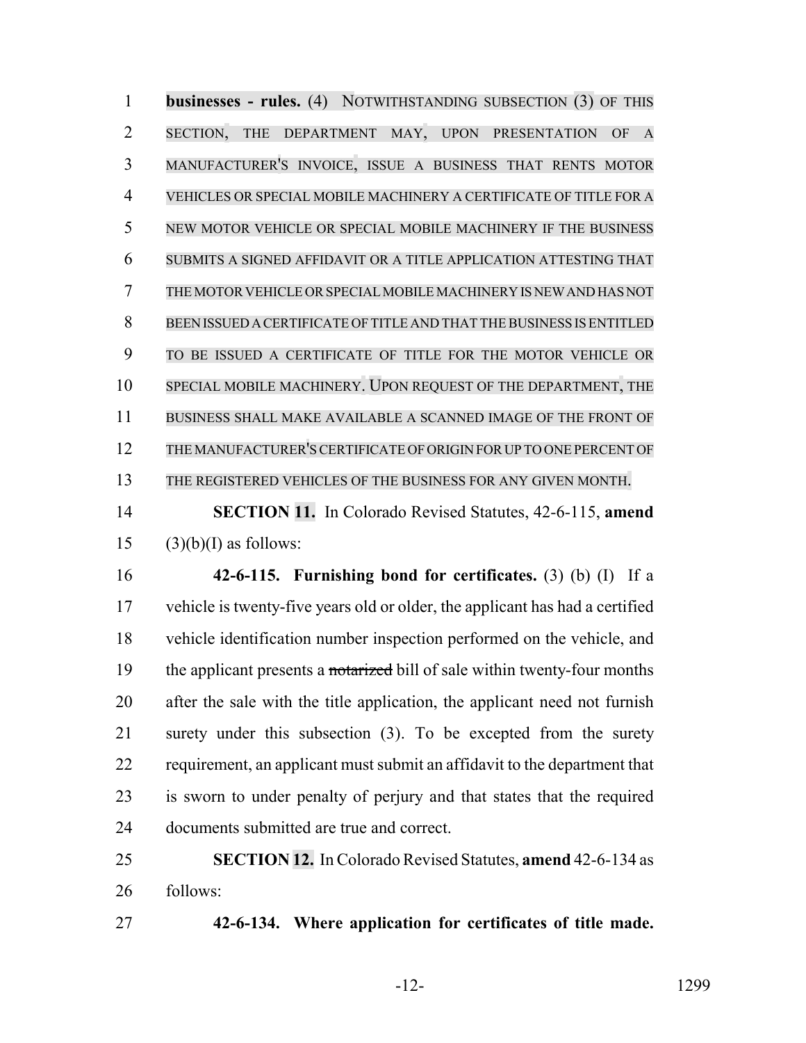**businesses - rules.** (4) NOTWITHSTANDING SUBSECTION (3) OF THIS SECTION, THE DEPARTMENT MAY, UPON PRESENTATION OF A MANUFACTURER'S INVOICE, ISSUE A BUSINESS THAT RENTS MOTOR VEHICLES OR SPECIAL MOBILE MACHINERY A CERTIFICATE OF TITLE FOR A NEW MOTOR VEHICLE OR SPECIAL MOBILE MACHINERY IF THE BUSINESS SUBMITS A SIGNED AFFIDAVIT OR A TITLE APPLICATION ATTESTING THAT THE MOTOR VEHICLE OR SPECIAL MOBILE MACHINERY IS NEW AND HAS NOT BEEN ISSUED A CERTIFICATE OF TITLE AND THAT THE BUSINESS IS ENTITLED TO BE ISSUED A CERTIFICATE OF TITLE FOR THE MOTOR VEHICLE OR SPECIAL MOBILE MACHINERY. UPON REQUEST OF THE DEPARTMENT, THE BUSINESS SHALL MAKE AVAILABLE A SCANNED IMAGE OF THE FRONT OF THE MANUFACTURER'S CERTIFICATE OF ORIGIN FOR UP TO ONE PERCENT OF THE REGISTERED VEHICLES OF THE BUSINESS FOR ANY GIVEN MONTH.

**SECTION 11.** In Colorado Revised Statutes, 42-6-115, **amend** (3)(b)(I) as follows:

**42-6-115. Furnishing bond for certificates.** (3) (b) (I) If a vehicle is twenty-five years old or older, the applicant has had a certified vehicle identification number inspection performed on the vehicle, and the applicant presents a ~~notarized~~ bill of sale within twenty-four months after the sale with the title application, the applicant need not furnish surety under this subsection (3). To be excepted from the surety requirement, an applicant must submit an affidavit to the department that is sworn to under penalty of perjury and that states that the required documents submitted are true and correct.

**SECTION 12.** In Colorado Revised Statutes, **amend** 42-6-134 as follows:

**42-6-134. Where application for certificates of title made.**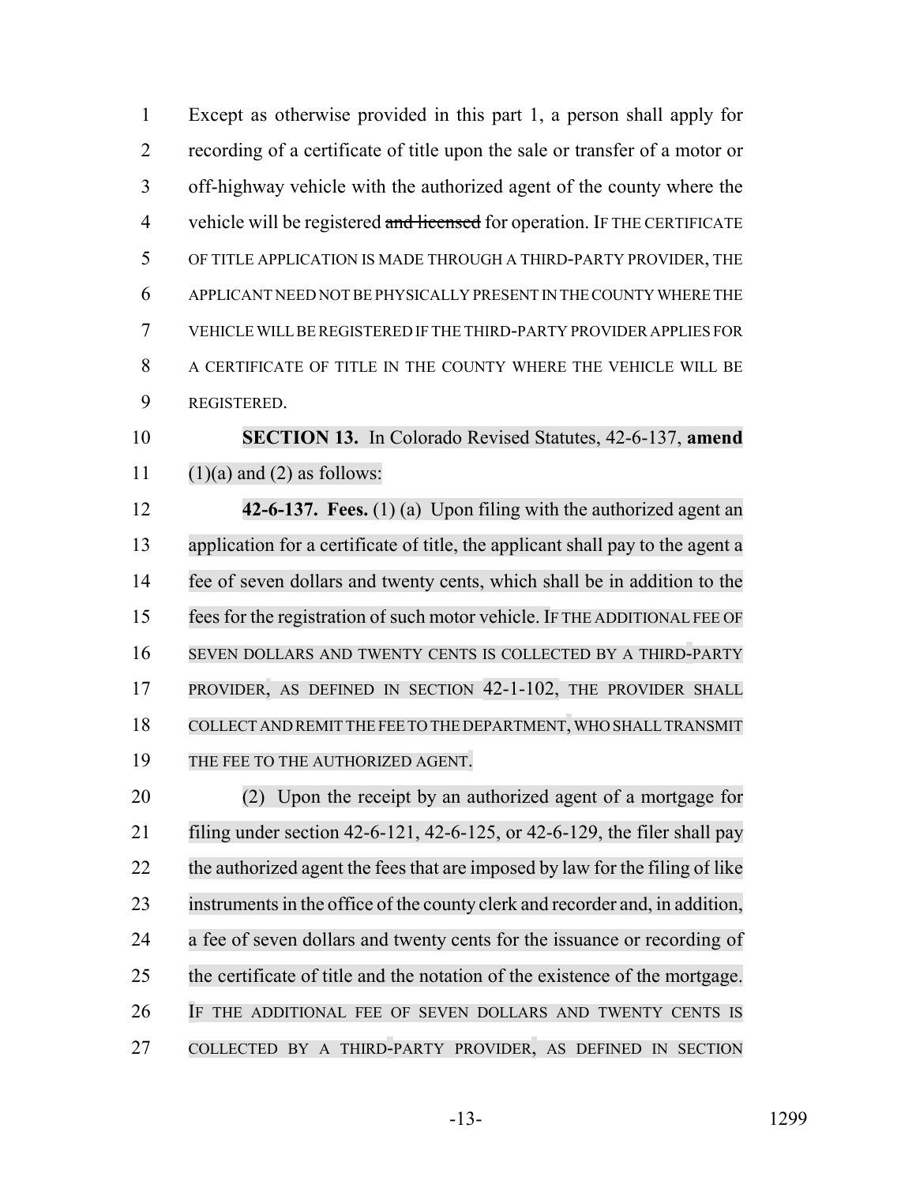Except as otherwise provided in this part 1, a person shall apply for recording of a certificate of title upon the sale or transfer of a motor or off-highway vehicle with the authorized agent of the county where the vehicle will be registered ~~and licensed~~ for operation. IF THE CERTIFICATE OF TITLE APPLICATION IS MADE THROUGH A THIRD-PARTY PROVIDER, THE APPLICANT NEED NOT BE PHYSICALLY PRESENT IN THE COUNTY WHERE THE VEHICLE WILL BE REGISTERED IF THE THIRD-PARTY PROVIDER APPLIES FOR A CERTIFICATE OF TITLE IN THE COUNTY WHERE THE VEHICLE WILL BE REGISTERED.

**SECTION 13.** In Colorado Revised Statutes, 42-6-137, **amend** (1)(a) and (2) as follows:

**42-6-137. Fees.** (1) (a) Upon filing with the authorized agent an application for a certificate of title, the applicant shall pay to the agent a fee of seven dollars and twenty cents, which shall be in addition to the fees for the registration of such motor vehicle. IF THE ADDITIONAL FEE OF SEVEN DOLLARS AND TWENTY CENTS IS COLLECTED BY A THIRD-PARTY PROVIDER, AS DEFINED IN SECTION 42-1-102, THE PROVIDER SHALL COLLECT AND REMIT THE FEE TO THE DEPARTMENT, WHO SHALL TRANSMIT THE FEE TO THE AUTHORIZED AGENT.

(2) Upon the receipt by an authorized agent of a mortgage for filing under section 42-6-121, 42-6-125, or 42-6-129, the filer shall pay the authorized agent the fees that are imposed by law for the filing of like instruments in the office of the county clerk and recorder and, in addition, a fee of seven dollars and twenty cents for the issuance or recording of the certificate of title and the notation of the existence of the mortgage. IF THE ADDITIONAL FEE OF SEVEN DOLLARS AND TWENTY CENTS IS COLLECTED BY A THIRD-PARTY PROVIDER, AS DEFINED IN SECTION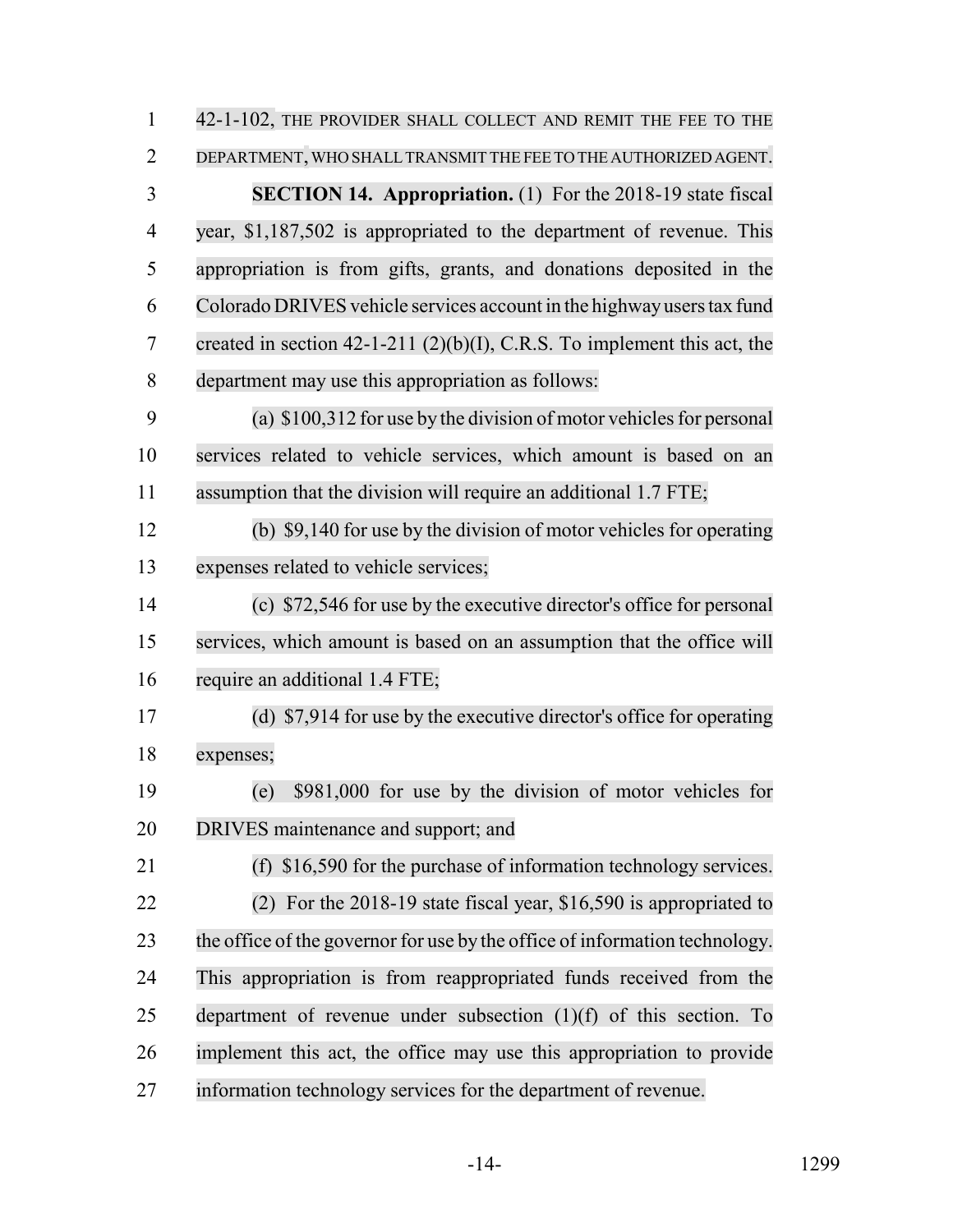42-1-102, THE PROVIDER SHALL COLLECT AND REMIT THE FEE TO THE DEPARTMENT, WHO SHALL TRANSMIT THE FEE TO THE AUTHORIZED AGENT.

**SECTION 14. Appropriation.** (1) For the 2018-19 state fiscal year, $1,187,502 is appropriated to the department of revenue. This appropriation is from gifts, grants, and donations deposited in the Colorado DRIVES vehicle services account in the highway users tax fund created in section 42-1-211 (2)(b)(I), C.R.S. To implement this act, the department may use this appropriation as follows:

(a) $100,312 for use by the division of motor vehicles for personal services related to vehicle services, which amount is based on an assumption that the division will require an additional 1.7 FTE;

(b) $9,140 for use by the division of motor vehicles for operating expenses related to vehicle services;

(c) $72,546 for use by the executive director's office for personal services, which amount is based on an assumption that the office will require an additional 1.4 FTE;

(d) $7,914 for use by the executive director's office for operating expenses;

(e) $981,000 for use by the division of motor vehicles for DRIVES maintenance and support; and

(f) $16,590 for the purchase of information technology services.

(2) For the 2018-19 state fiscal year, $16,590 is appropriated to the office of the governor for use by the office of information technology. This appropriation is from reappropriated funds received from the department of revenue under subsection (1)(f) of this section. To implement this act, the office may use this appropriation to provide information technology services for the department of revenue.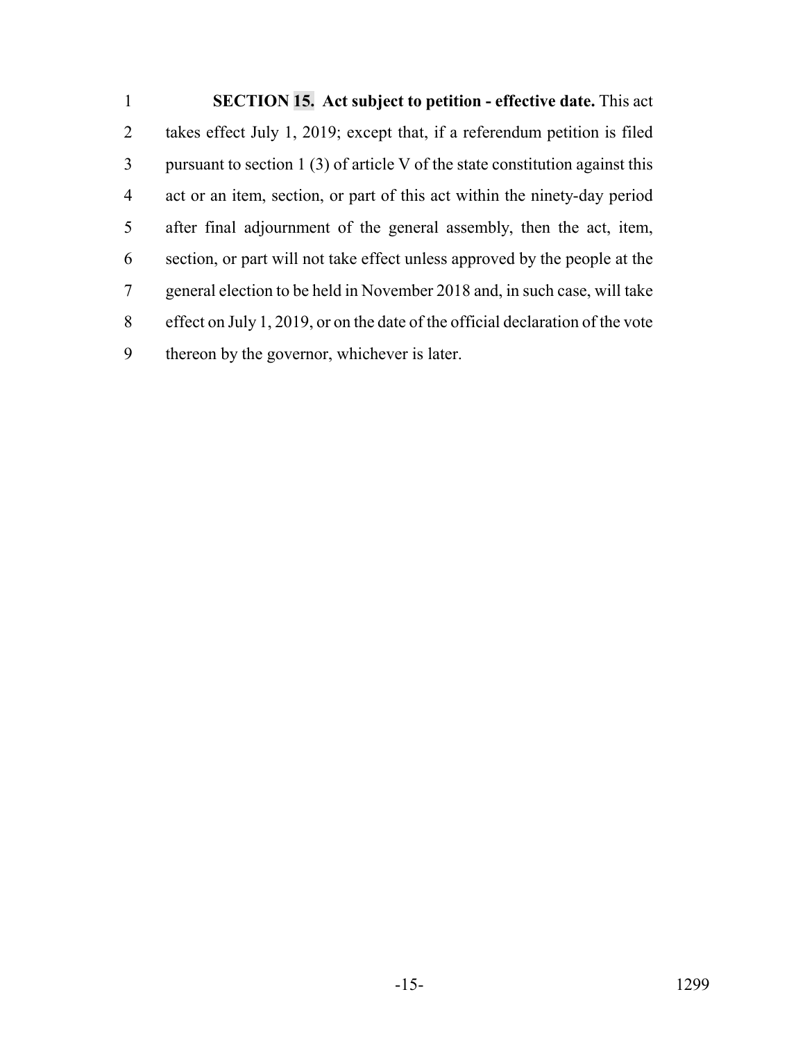**SECTION 15. Act subject to petition - effective date.** This act takes effect July 1, 2019; except that, if a referendum petition is filed pursuant to section 1 (3) of article V of the state constitution against this act or an item, section, or part of this act within the ninety-day period after final adjournment of the general assembly, then the act, item, section, or part will not take effect unless approved by the people at the general election to be held in November 2018 and, in such case, will take effect on July 1, 2019, or on the date of the official declaration of the vote thereon by the governor, whichever is later.